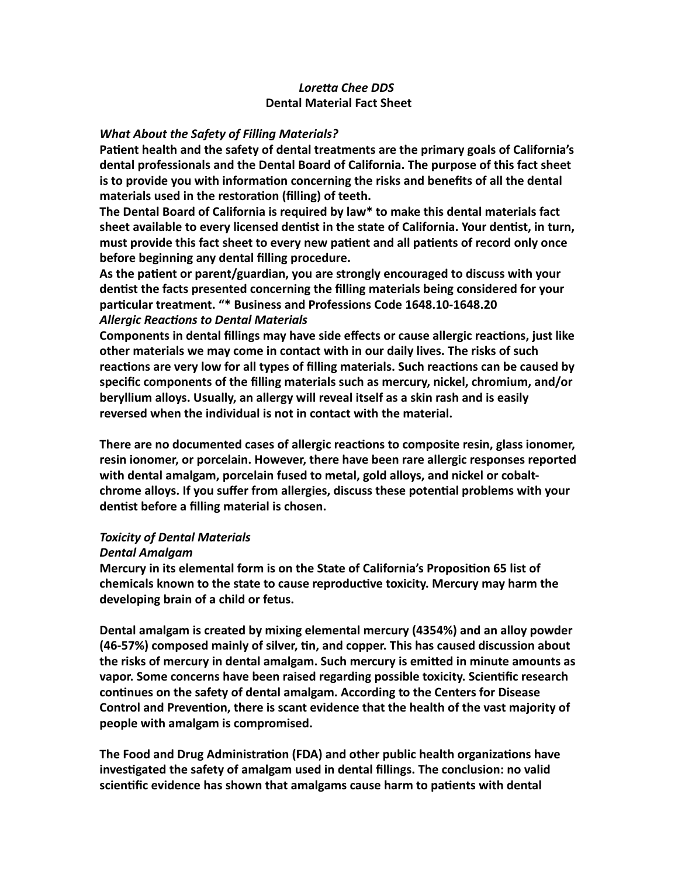***Loretta Chee DDS***
**Dental Material Fact Sheet**

***What About the Safety of Filling Materials?***

**Patient health and the safety of dental treatments are the primary goals of California's dental professionals and the Dental Board of California. The purpose of this fact sheet is to provide you with information concerning the risks and benefits of all the dental materials used in the restoration (filling) of teeth.**

**The Dental Board of California is required by law* to make this dental materials fact sheet available to every licensed dentist in the state of California. Your dentist, in turn, must provide this fact sheet to every new patient and all patients of record only once before beginning any dental filling procedure.**

**As the patient or parent/guardian, you are strongly encouraged to discuss with your dentist the facts presented concerning the filling materials being considered for your particular treatment. "* Business and Professions Code 1648.10-1648.20**

***Allergic Reactions to Dental Materials***

**Components in dental fillings may have side effects or cause allergic reactions, just like other materials we may come in contact with in our daily lives. The risks of such reactions are very low for all types of filling materials. Such reactions can be caused by specific components of the filling materials such as mercury, nickel, chromium, and/or beryllium alloys. Usually, an allergy will reveal itself as a skin rash and is easily reversed when the individual is not in contact with the material.**

**There are no documented cases of allergic reactions to composite resin, glass ionomer, resin ionomer, or porcelain. However, there have been rare allergic responses reported with dental amalgam, porcelain fused to metal, gold alloys, and nickel or cobalt-chrome alloys. If you suffer from allergies, discuss these potential problems with your dentist before a filling material is chosen.**

***Toxicity of Dental Materials***

***Dental Amalgam***

**Mercury in its elemental form is on the State of California's Proposition 65 list of chemicals known to the state to cause reproductive toxicity. Mercury may harm the developing brain of a child or fetus.**

**Dental amalgam is created by mixing elemental mercury (4354%) and an alloy powder (46-57%) composed mainly of silver, tin, and copper. This has caused discussion about the risks of mercury in dental amalgam. Such mercury is emitted in minute amounts as vapor. Some concerns have been raised regarding possible toxicity. Scientific research continues on the safety of dental amalgam. According to the Centers for Disease Control and Prevention, there is scant evidence that the health of the vast majority of people with amalgam is compromised.**

**The Food and Drug Administration (FDA) and other public health organizations have investigated the safety of amalgam used in dental fillings. The conclusion: no valid scientific evidence has shown that amalgams cause harm to patients with dental**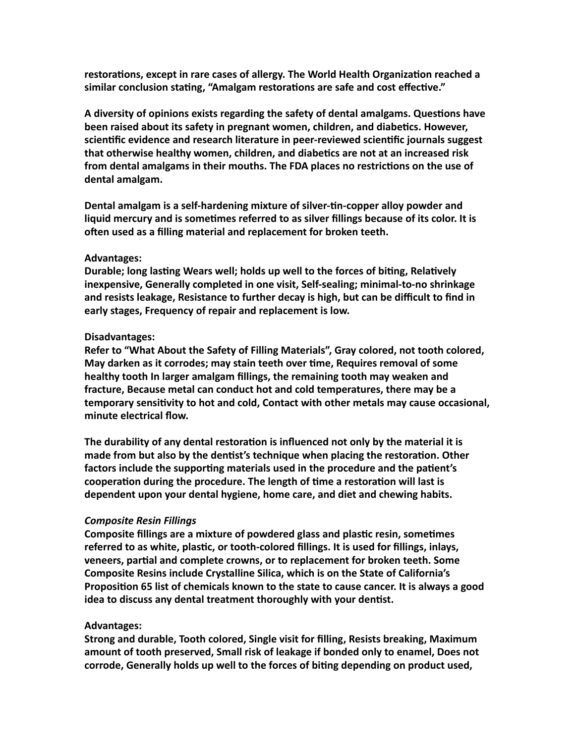**restorations, except in rare cases of allergy. The World Health Organization reached a similar conclusion stating, "Amalgam restorations are safe and cost effective."**

**A diversity of opinions exists regarding the safety of dental amalgams. Questions have been raised about its safety in pregnant women, children, and diabetics. However, scientific evidence and research literature in peer-reviewed scientific journals suggest that otherwise healthy women, children, and diabetics are not at an increased risk from dental amalgams in their mouths. The FDA places no restrictions on the use of dental amalgam.**

**Dental amalgam is a self-hardening mixture of silver-tin-copper alloy powder and liquid mercury and is sometimes referred to as silver fillings because of its color. It is often used as a filling material and replacement for broken teeth.**

**Advantages:**
**Durable; long lasting Wears well; holds up well to the forces of biting, Relatively inexpensive, Generally completed in one visit, Self-sealing; minimal-to-no shrinkage and resists leakage, Resistance to further decay is high, but can be difficult to find in early stages, Frequency of repair and replacement is low.**

**Disadvantages:**
**Refer to "What About the Safety of Filling Materials", Gray colored, not tooth colored, May darken as it corrodes; may stain teeth over time, Requires removal of some healthy tooth In larger amalgam fillings, the remaining tooth may weaken and fracture, Because metal can conduct hot and cold temperatures, there may be a temporary sensitivity to hot and cold, Contact with other metals may cause occasional, minute electrical flow.**

**The durability of any dental restoration is influenced not only by the material it is made from but also by the dentist's technique when placing the restoration. Other factors include the supporting materials used in the procedure and the patient's cooperation during the procedure. The length of time a restoration will last is dependent upon your dental hygiene, home care, and diet and chewing habits.**

***Composite Resin Fillings***
**Composite fillings are a mixture of powdered glass and plastic resin, sometimes referred to as white, plastic, or tooth-colored fillings. It is used for fillings, inlays, veneers, partial and complete crowns, or to replacement for broken teeth. Some Composite Resins include Crystalline Silica, which is on the State of California's Proposition 65 list of chemicals known to the state to cause cancer. It is always a good idea to discuss any dental treatment thoroughly with your dentist.**

**Advantages:**
**Strong and durable, Tooth colored, Single visit for filling, Resists breaking, Maximum amount of tooth preserved, Small risk of leakage if bonded only to enamel, Does not corrode, Generally holds up well to the forces of biting depending on product used,**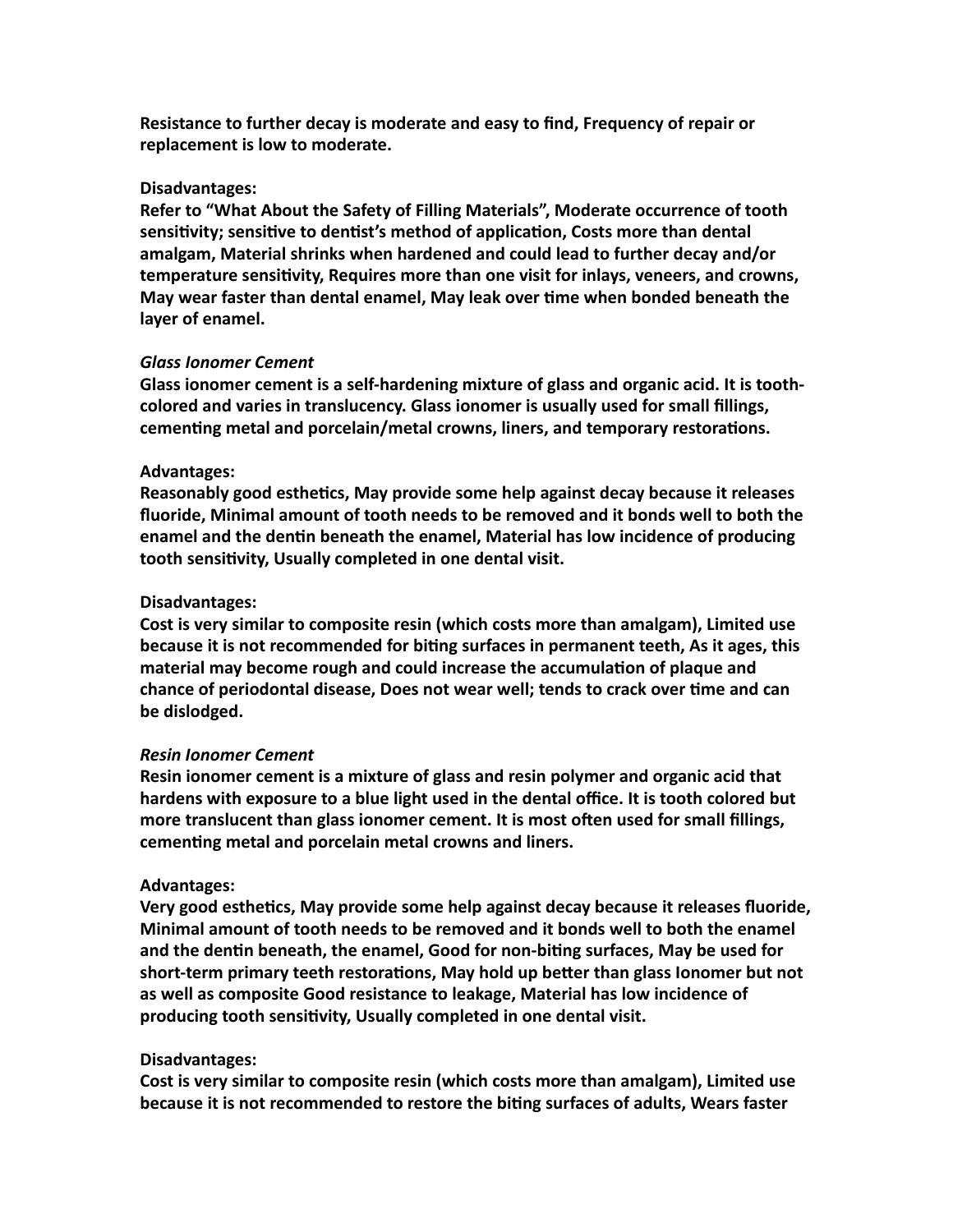**Resistance to further decay is moderate and easy to find, Frequency of repair or replacement is low to moderate.**

**Disadvantages:**
**Refer to "What About the Safety of Filling Materials", Moderate occurrence of tooth sensitivity; sensitive to dentist's method of application, Costs more than dental amalgam, Material shrinks when hardened and could lead to further decay and/or temperature sensitivity, Requires more than one visit for inlays, veneers, and crowns, May wear faster than dental enamel, May leak over time when bonded beneath the layer of enamel.**

***Glass Ionomer Cement***
**Glass ionomer cement is a self-hardening mixture of glass and organic acid. It is tooth-colored and varies in translucency. Glass ionomer is usually used for small fillings, cementing metal and porcelain/metal crowns, liners, and temporary restorations.**

**Advantages:**
**Reasonably good esthetics, May provide some help against decay because it releases fluoride, Minimal amount of tooth needs to be removed and it bonds well to both the enamel and the dentin beneath the enamel, Material has low incidence of producing tooth sensitivity, Usually completed in one dental visit.**

**Disadvantages:**
**Cost is very similar to composite resin (which costs more than amalgam), Limited use because it is not recommended for biting surfaces in permanent teeth, As it ages, this material may become rough and could increase the accumulation of plaque and chance of periodontal disease, Does not wear well; tends to crack over time and can be dislodged.**

***Resin Ionomer Cement***
**Resin ionomer cement is a mixture of glass and resin polymer and organic acid that hardens with exposure to a blue light used in the dental office. It is tooth colored but more translucent than glass ionomer cement. It is most often used for small fillings, cementing metal and porcelain metal crowns and liners.**

**Advantages:**
**Very good esthetics, May provide some help against decay because it releases fluoride, Minimal amount of tooth needs to be removed and it bonds well to both the enamel and the dentin beneath, the enamel, Good for non-biting surfaces, May be used for short-term primary teeth restorations, May hold up better than glass Ionomer but not as well as composite Good resistance to leakage, Material has low incidence of producing tooth sensitivity, Usually completed in one dental visit.**

**Disadvantages:**
**Cost is very similar to composite resin (which costs more than amalgam), Limited use because it is not recommended to restore the biting surfaces of adults, Wears faster**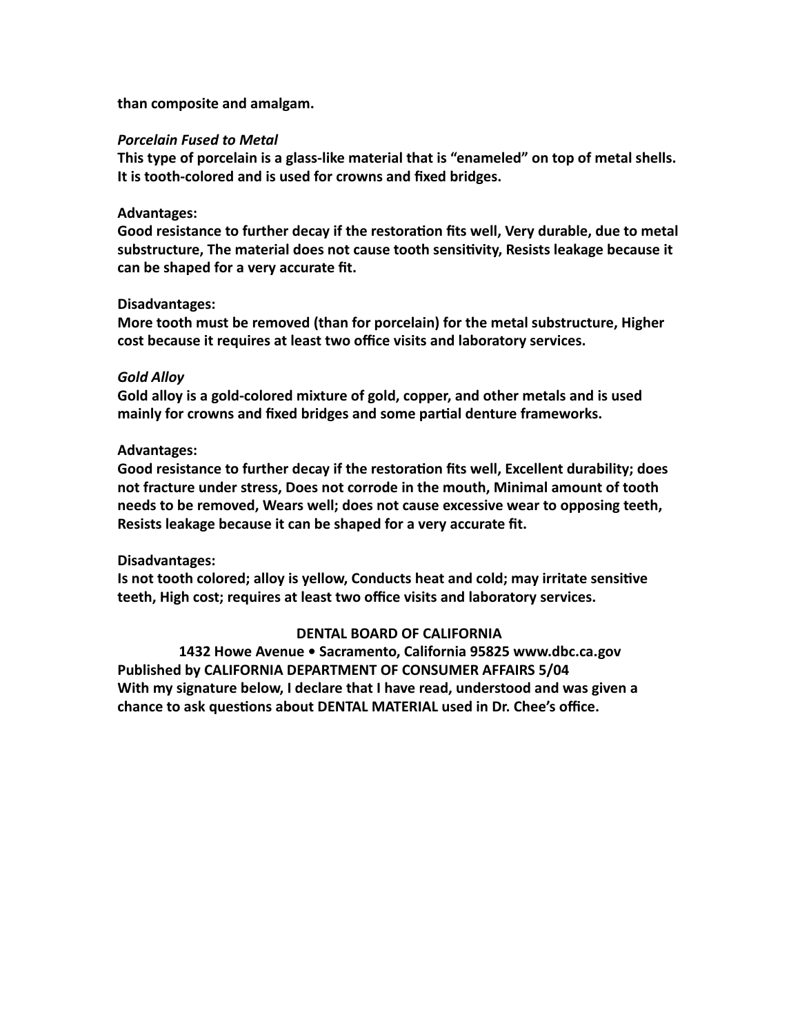**than composite and amalgam.**

***Porcelain Fused to Metal***

**This type of porcelain is a glass-like material that is "enameled" on top of metal shells. It is tooth-colored and is used for crowns and fixed bridges.**

**Advantages:**

**Good resistance to further decay if the restoration fits well, Very durable, due to metal substructure, The material does not cause tooth sensitivity, Resists leakage because it can be shaped for a very accurate fit.**

**Disadvantages:**

**More tooth must be removed (than for porcelain) for the metal substructure, Higher cost because it requires at least two office visits and laboratory services.**

***Gold Alloy***

**Gold alloy is a gold-colored mixture of gold, copper, and other metals and is used mainly for crowns and fixed bridges and some partial denture frameworks.**

**Advantages:**

**Good resistance to further decay if the restoration fits well, Excellent durability; does not fracture under stress, Does not corrode in the mouth, Minimal amount of tooth needs to be removed, Wears well; does not cause excessive wear to opposing teeth, Resists leakage because it can be shaped for a very accurate fit.**

**Disadvantages:**

**Is not tooth colored; alloy is yellow, Conducts heat and cold; may irritate sensitive teeth, High cost; requires at least two office visits and laboratory services.**

**DENTAL BOARD OF CALIFORNIA**

**1432 Howe Avenue • Sacramento, California 95825 www.dbc.ca.gov**

**Published by CALIFORNIA DEPARTMENT OF CONSUMER AFFAIRS 5/04**

**With my signature below, I declare that I have read, understood and was given a chance to ask questions about DENTAL MATERIAL used in Dr. Chee's office.**